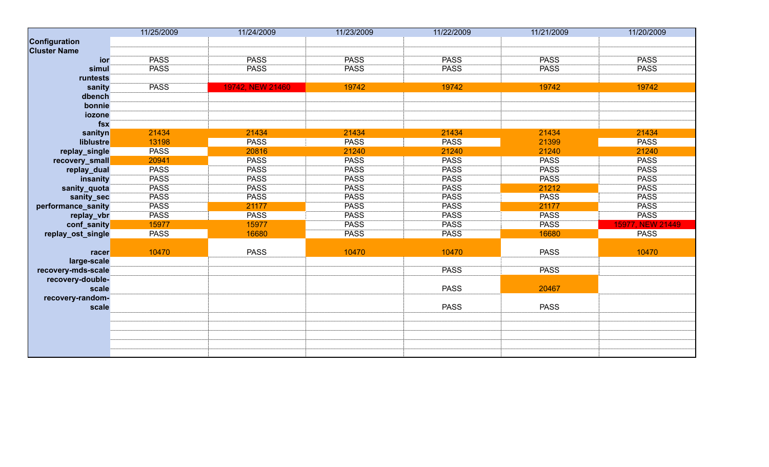| | 11/25/2009 | 11/24/2009 | 11/23/2009 | 11/22/2009 | 11/21/2009 | 11/20/2009 |
|---|---|---|---|---|---|---|
| **Configuration** | | | | | | |
| **Cluster Name** | | | | | | |
| **ior** | PASS | PASS | PASS | PASS | PASS | PASS |
| **simul** | PASS | PASS | PASS | PASS | PASS | PASS |
| **runtests** | | | | | | |
| **sanity** | PASS | 19742, NEW 21460 | 19742 | 19742 | 19742 | 19742 |
| **dbench** | | | | | | |
| **bonnie** | | | | | | |
| **iozone** | | | | | | |
| **fsx** | | | | | | |
| **sanityn** | 21434 | 21434 | 21434 | 21434 | 21434 | 21434 |
| **liblustre** | 13198 | PASS | PASS | PASS | 21399 | PASS |
| **replay_single** | PASS | 20816 | 21240 | 21240 | 21240 | 21240 |
| **recovery_small** | 20941 | PASS | PASS | PASS | PASS | PASS |
| **replay_dual** | PASS | PASS | PASS | PASS | PASS | PASS |
| **insanity** | PASS | PASS | PASS | PASS | PASS | PASS |
| **sanity_quota** | PASS | PASS | PASS | PASS | 21212 | PASS |
| **sanity_sec** | PASS | PASS | PASS | PASS | PASS | PASS |
| **performance_sanity** | PASS | 21177 | PASS | PASS | 21177 | PASS |
| **replay_vbr** | PASS | PASS | PASS | PASS | PASS | PASS |
| **conf_sanity** | 15977 | 15977 | PASS | PASS | PASS | 15977, NEW 21449 |
| **replay_ost_single** | PASS | 16680 | PASS | PASS | 16680 | PASS |
| **racer** | 10470 | PASS | 10470 | 10470 | PASS | 10470 |
| **large-scale** | | | | | | |
| **recovery-mds-scale** | | | | PASS | PASS | |
| **recovery-double-scale** | | | | PASS | 20467 | |
| **recovery-random-scale** | | | | PASS | PASS | |
| | | | | | | |
| | | | | | | |
| | | | | | | |
| | | | | | | |
| | | | | | | |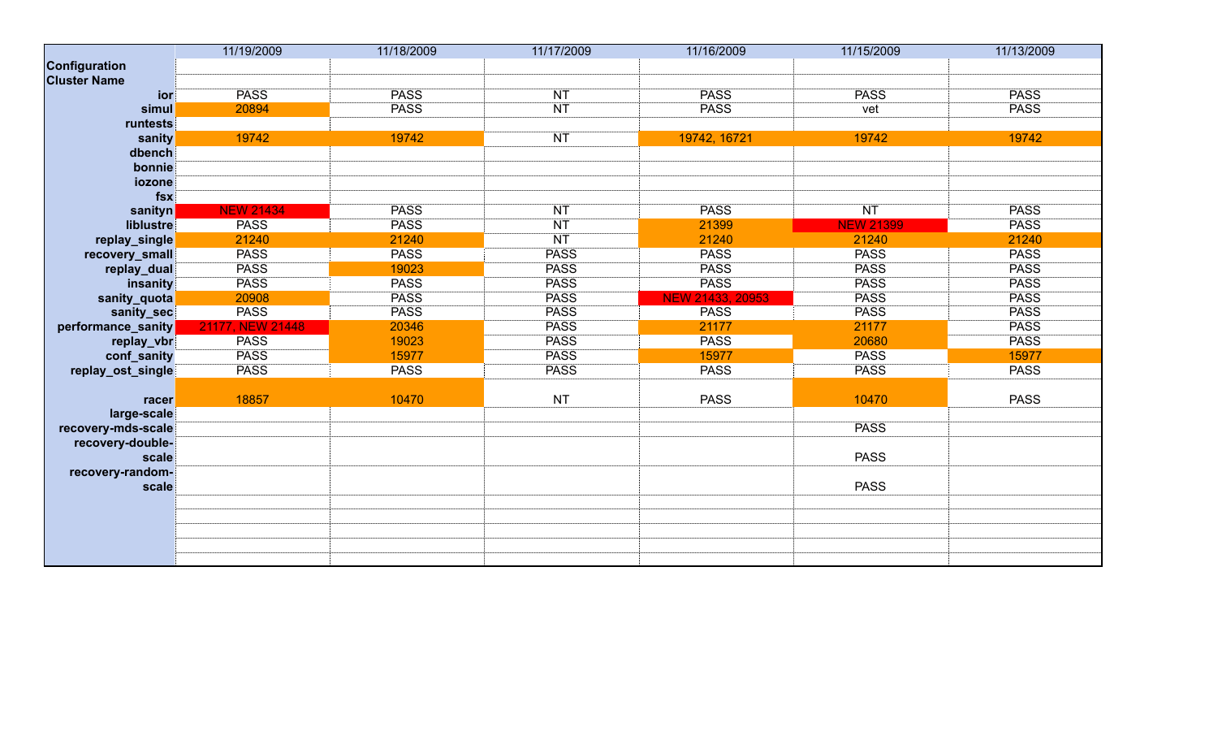| | 11/19/2009 | 11/18/2009 | 11/17/2009 | 11/16/2009 | 11/15/2009 | 11/13/2009 |
|---|---|---|---|---|---|---|
| **Configuration** | | | | | | |
| **Cluster Name** | | | | | | |
| **ior** | PASS | PASS | NT | PASS | PASS | PASS |
| **simul** | 20894 | PASS | NT | PASS | vet | PASS |
| **runtests** | | | | | | |
| **sanity** | 19742 | 19742 | NT | 19742, 16721 | 19742 | 19742 |
| **dbench** | | | | | | |
| **bonnie** | | | | | | |
| **iozone** | | | | | | |
| **fsx** | | | | | | |
| **sanityn** | NEW 21434 | PASS | NT | PASS | NT | PASS |
| **liblustre** | PASS | PASS | NT | 21399 | NEW 21399 | PASS |
| **replay_single** | 21240 | 21240 | NT | 21240 | 21240 | 21240 |
| **recovery_small** | PASS | PASS | PASS | PASS | PASS | PASS |
| **replay_dual** | PASS | 19023 | PASS | PASS | PASS | PASS |
| **insanity** | PASS | PASS | PASS | PASS | PASS | PASS |
| **sanity_quota** | 20908 | PASS | PASS | NEW 21433, 20953 | PASS | PASS |
| **sanity_sec** | PASS | PASS | PASS | PASS | PASS | PASS |
| **performance_sanity** | 21177, NEW 21448 | 20346 | PASS | 21177 | 21177 | PASS |
| **replay_vbr** | PASS | 19023 | PASS | PASS | 20680 | PASS |
| **conf_sanity** | PASS | 15977 | PASS | 15977 | PASS | 15977 |
| **replay_ost_single** | PASS | PASS | PASS | PASS | PASS | PASS |
| **racer** | 18857 | 10470 | NT | PASS | 10470 | PASS |
| **large-scale** | | | | | | |
| **recovery-mds-scale** | | | | | PASS | |
| **recovery-double-scale** | | | | | PASS | |
| **recovery-random-scale** | | | | | PASS | |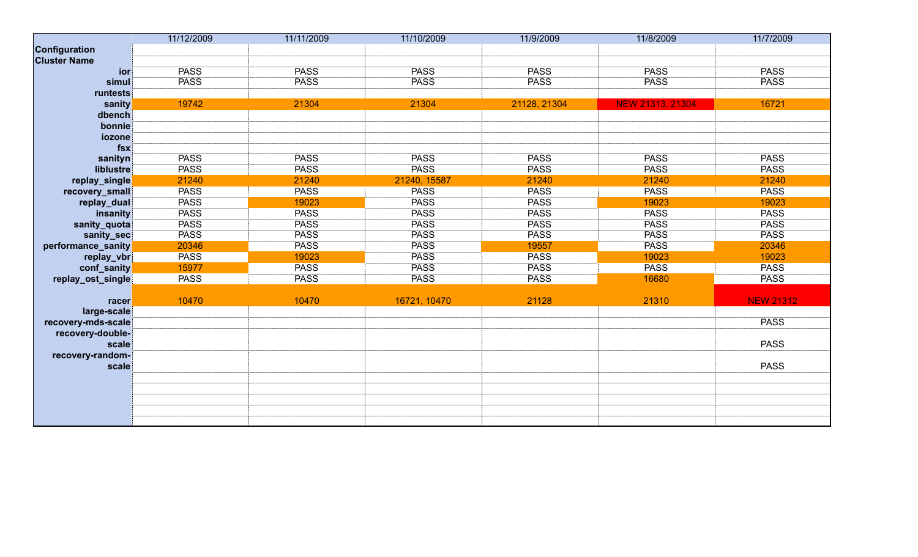| | 11/12/2009 | 11/11/2009 | 11/10/2009 | 11/9/2009 | 11/8/2009 | 11/7/2009 |
|---|---|---|---|---|---|---|
| **Configuration** | | | | | | |
| **Cluster Name** | | | | | | |
| **ior** | PASS | PASS | PASS | PASS | PASS | PASS |
| **simul** | PASS | PASS | PASS | PASS | PASS | PASS |
| **runtests** | | | | | | |
| **sanity** | 19742 | 21304 | 21304 | 21128, 21304 | NEW 21313, 21304 | 16721 |
| **dbench** | | | | | | |
| **bonnie** | | | | | | |
| **iozone** | | | | | | |
| **fsx** | | | | | | |
| **sanityn** | PASS | PASS | PASS | PASS | PASS | PASS |
| **liblustre** | PASS | PASS | PASS | PASS | PASS | PASS |
| **replay_single** | 21240 | 21240 | 21240, 15587 | 21240 | 21240 | 21240 |
| **recovery_small** | PASS | PASS | PASS | PASS | PASS | PASS |
| **replay_dual** | PASS | 19023 | PASS | PASS | 19023 | 19023 |
| **insanity** | PASS | PASS | PASS | PASS | PASS | PASS |
| **sanity_quota** | PASS | PASS | PASS | PASS | PASS | PASS |
| **sanity_sec** | PASS | PASS | PASS | PASS | PASS | PASS |
| **performance_sanity** | 20346 | PASS | PASS | 19557 | PASS | 20346 |
| **replay_vbr** | PASS | 19023 | PASS | PASS | 19023 | 19023 |
| **conf_sanity** | 15977 | PASS | PASS | PASS | PASS | PASS |
| **replay_ost_single** | PASS | PASS | PASS | PASS | 16680 | PASS |
| **racer** | 10470 | 10470 | 16721, 10470 | 21128 | 21310 | NEW 21312 |
| **large-scale** | | | | | | |
| **recovery-mds-scale** | | | | | | PASS |
| **recovery-double-scale** | | | | | | PASS |
| **recovery-random-scale** | | | | | | PASS |
| | | | | | | |
| | | | | | | |
| | | | | | | |
| | | | | | | |
| | | | | | | |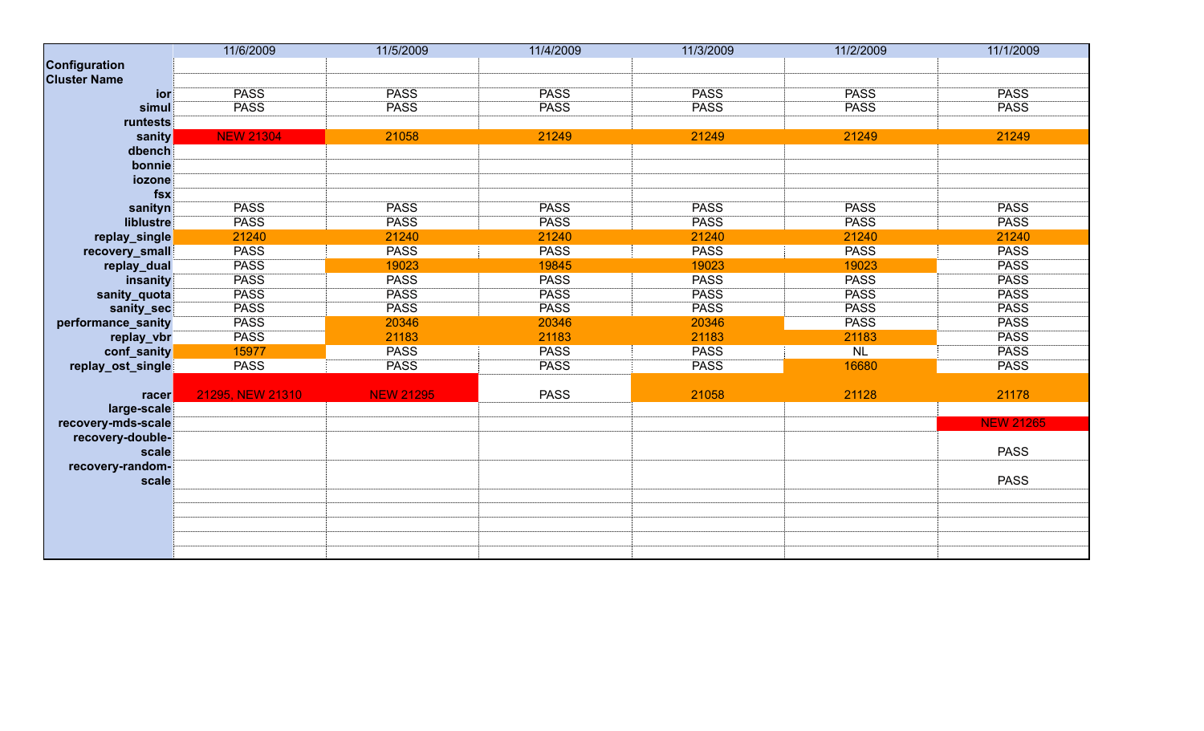| | 11/6/2009 | 11/5/2009 | 11/4/2009 | 11/3/2009 | 11/2/2009 | 11/1/2009 |
|---|---|---|---|---|---|---|
| **Configuration** | | | | | | |
| **Cluster Name** | | | | | | |
| **ior** | PASS | PASS | PASS | PASS | PASS | PASS |
| **simul** | PASS | PASS | PASS | PASS | PASS | PASS |
| **runtests** | | | | | | |
| **sanity** | NEW 21304 | 21058 | 21249 | 21249 | 21249 | 21249 |
| **dbench** | | | | | | |
| **bonnie** | | | | | | |
| **iozone** | | | | | | |
| **fsx** | | | | | | |
| **sanityn** | PASS | PASS | PASS | PASS | PASS | PASS |
| **liblustre** | PASS | PASS | PASS | PASS | PASS | PASS |
| **replay_single** | 21240 | 21240 | 21240 | 21240 | 21240 | 21240 |
| **recovery_small** | PASS | PASS | PASS | PASS | PASS | PASS |
| **replay_dual** | PASS | 19023 | 19845 | 19023 | 19023 | PASS |
| **insanity** | PASS | PASS | PASS | PASS | PASS | PASS |
| **sanity_quota** | PASS | PASS | PASS | PASS | PASS | PASS |
| **sanity_sec** | PASS | PASS | PASS | PASS | PASS | PASS |
| **performance_sanity** | PASS | 20346 | 20346 | 20346 | PASS | PASS |
| **replay_vbr** | PASS | 21183 | 21183 | 21183 | 21183 | PASS |
| **conf_sanity** | 15977 | PASS | PASS | PASS | NL | PASS |
| **replay_ost_single** | PASS | PASS | PASS | PASS | 16680 | PASS |
| **racer** | 21295, NEW 21310 | NEW 21295 | PASS | 21058 | 21128 | 21178 |
| **large-scale** | | | | | | |
| **recovery-mds-scale** | | | | | | NEW 21265 |
| **recovery-double-scale** | | | | | | PASS |
| **recovery-random-scale** | | | | | | PASS |
| | | | | | | |
| | | | | | | |
| | | | | | | |
| | | | | | | |
| | | | | | | |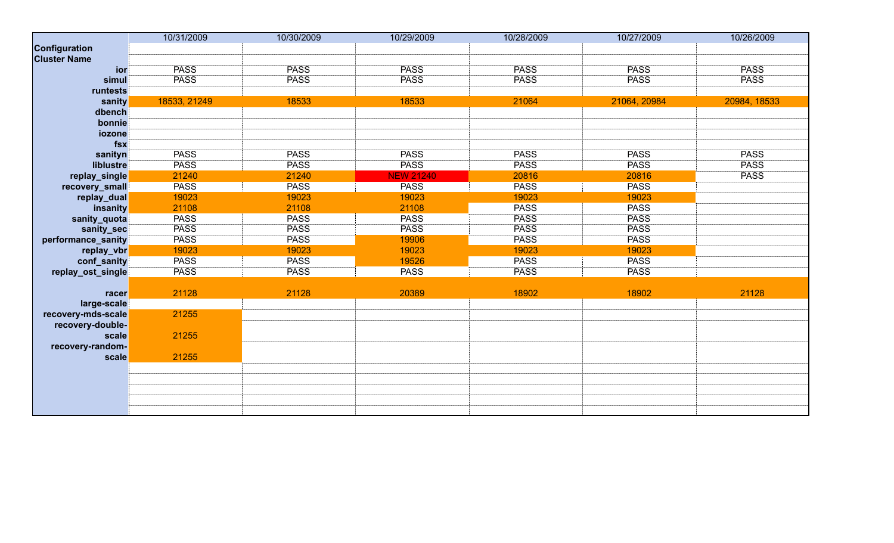| | 10/31/2009 | 10/30/2009 | 10/29/2009 | 10/28/2009 | 10/27/2009 | 10/26/2009 |
|---|---|---|---|---|---|---|
| **Configuration** | | | | | | |
| **Cluster Name** | | | | | | |
| **ior** | PASS | PASS | PASS | PASS | PASS | PASS |
| **simul** | PASS | PASS | PASS | PASS | PASS | PASS |
| **runtests** | | | | | | |
| **sanity** | 18533, 21249 | 18533 | 18533 | 21064 | 21064, 20984 | 20984, 18533 |
| **dbench** | | | | | | |
| **bonnie** | | | | | | |
| **iozone** | | | | | | |
| **fsx** | | | | | | |
| **sanityn** | PASS | PASS | PASS | PASS | PASS | PASS |
| **liblustre** | PASS | PASS | PASS | PASS | PASS | PASS |
| **replay_single** | 21240 | 21240 | NEW 21240 | 20816 | 20816 | PASS |
| **recovery_small** | PASS | PASS | PASS | PASS | PASS | |
| **replay_dual** | 19023 | 19023 | 19023 | 19023 | 19023 | |
| **insanity** | 21108 | 21108 | 21108 | PASS | PASS | |
| **sanity_quota** | PASS | PASS | PASS | PASS | PASS | |
| **sanity_sec** | PASS | PASS | PASS | PASS | PASS | |
| **performance_sanity** | PASS | PASS | 19906 | PASS | PASS | |
| **replay_vbr** | 19023 | 19023 | 19023 | 19023 | 19023 | |
| **conf_sanity** | PASS | PASS | 19526 | PASS | PASS | |
| **replay_ost_single** | PASS | PASS | PASS | PASS | PASS | |
| **racer** | 21128 | 21128 | 20389 | 18902 | 18902 | 21128 |
| **large-scale** | | | | | | |
| **recovery-mds-scale** | 21255 | | | | | |
| **recovery-double-scale** | 21255 | | | | | |
| **recovery-random-scale** | 21255 | | | | | |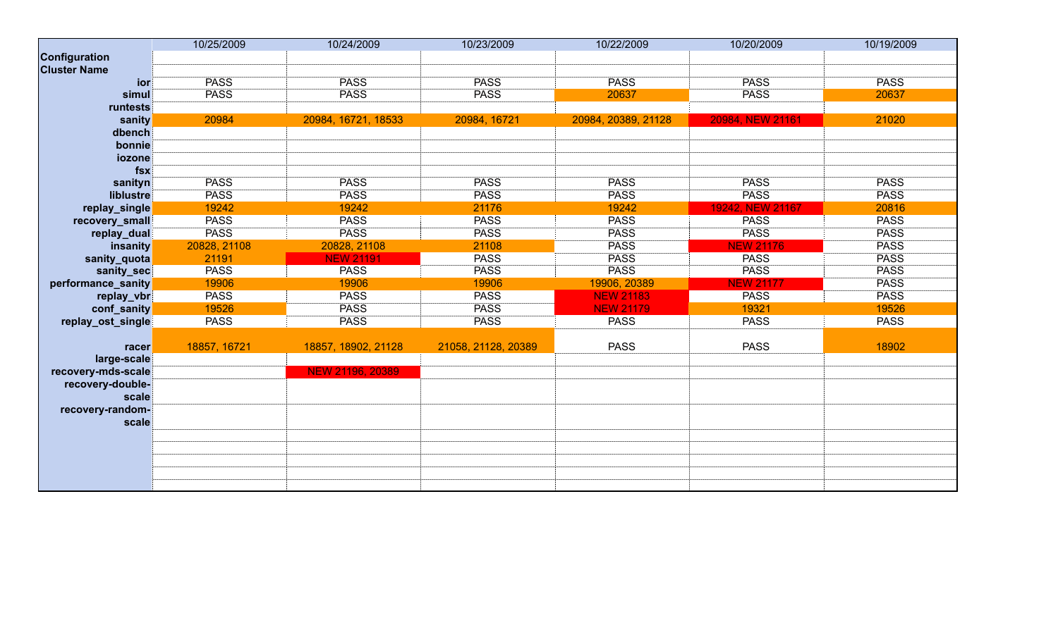| | 10/25/2009 | 10/24/2009 | 10/23/2009 | 10/22/2009 | 10/20/2009 | 10/19/2009 |
|---|---|---|---|---|---|---|
| **Configuration** | | | | | | |
| **Cluster Name** | | | | | | |
| **ior** | PASS | PASS | PASS | PASS | PASS | PASS |
| **simul** | PASS | PASS | PASS | 20637 | PASS | 20637 |
| **runtests** | | | | | | |
| **sanity** | 20984 | 20984, 16721, 18533 | 20984, 16721 | 20984, 20389, 21128 | 20984, NEW 21161 | 21020 |
| **dbench** | | | | | | |
| **bonnie** | | | | | | |
| **iozone** | | | | | | |
| **fsx** | | | | | | |
| **sanityn** | PASS | PASS | PASS | PASS | PASS | PASS |
| **liblustre** | PASS | PASS | PASS | PASS | PASS | PASS |
| **replay_single** | 19242 | 19242 | 21176 | 19242 | 19242, NEW 21167 | 20816 |
| **recovery_small** | PASS | PASS | PASS | PASS | PASS | PASS |
| **replay_dual** | PASS | PASS | PASS | PASS | PASS | PASS |
| **insanity** | 20828, 21108 | 20828, 21108 | 21108 | PASS | NEW 21176 | PASS |
| **sanity_quota** | 21191 | NEW 21191 | PASS | PASS | PASS | PASS |
| **sanity_sec** | PASS | PASS | PASS | PASS | PASS | PASS |
| **performance_sanity** | 19906 | 19906 | 19906 | 19906, 20389 | NEW 21177 | PASS |
| **replay_vbr** | PASS | PASS | PASS | NEW 21183 | PASS | PASS |
| **conf_sanity** | 19526 | PASS | PASS | NEW 21179 | 19321 | 19526 |
| **replay_ost_single** | PASS | PASS | PASS | PASS | PASS | PASS |
| **racer** | 18857, 16721 | 18857, 18902, 21128 | 21058, 21128, 20389 | PASS | PASS | 18902 |
| **large-scale** | | | | | | |
| **recovery-mds-scale** | | NEW 21196, 20389 | | | | |
| **recovery-double-scale** | | | | | | |
| **recovery-random-scale** | | | | | | |
| | | | | | | |
| | | | | | | |
| | | | | | | |
| | | | | | | |
| | | | | | | |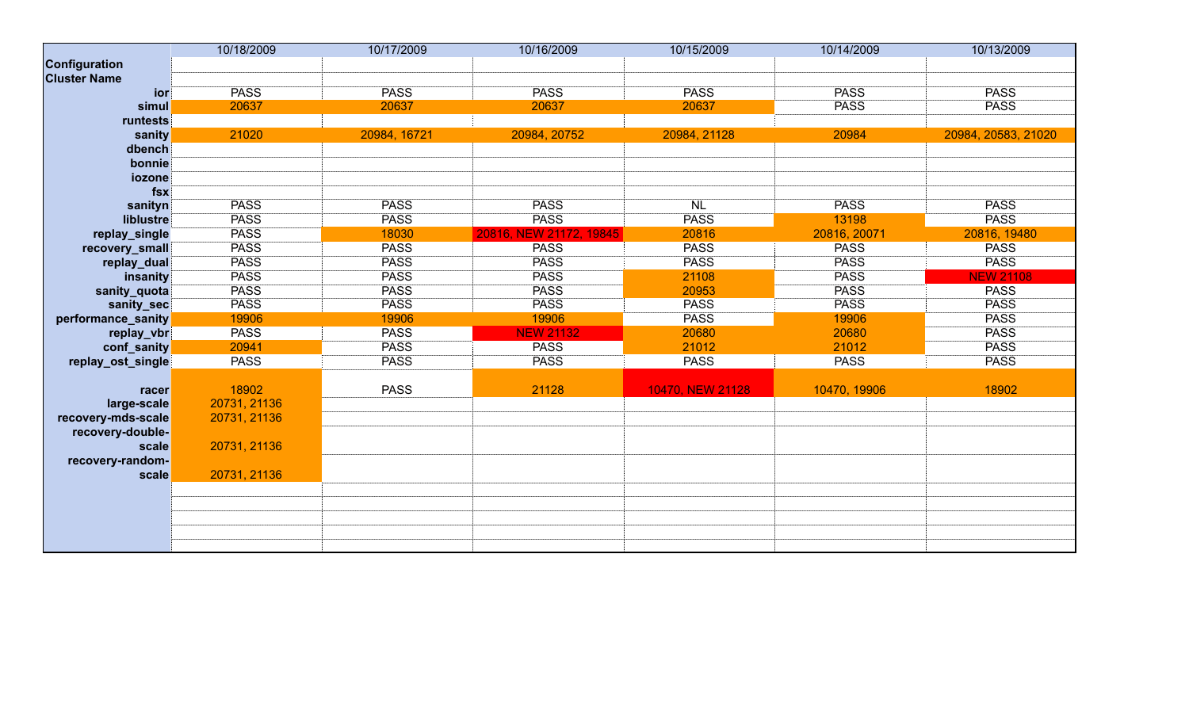| | 10/18/2009 | 10/17/2009 | 10/16/2009 | 10/15/2009 | 10/14/2009 | 10/13/2009 |
|---|---|---|---|---|---|---|
| Configuration | | | | | | |
| Cluster Name | | | | | | |
| ior | PASS | PASS | PASS | PASS | PASS | PASS |
| simul | 20637 | 20637 | 20637 | 20637 | PASS | PASS |
| runtests | | | | | | |
| sanity | 21020 | 20984, 16721 | 20984, 20752 | 20984, 21128 | 20984 | 20984, 20583, 21020 |
| dbench | | | | | | |
| bonnie | | | | | | |
| iozone | | | | | | |
| fsx | | | | | | |
| sanityn | PASS | PASS | PASS | NL | PASS | PASS |
| liblustre | PASS | PASS | PASS | PASS | 13198 | PASS |
| replay_single | PASS | 18030 | 20816, NEW 21172, 19845 | 20816 | 20816, 20071 | 20816, 19480 |
| recovery_small | PASS | PASS | PASS | PASS | PASS | PASS |
| replay_dual | PASS | PASS | PASS | PASS | PASS | PASS |
| insanity | PASS | PASS | PASS | 21108 | PASS | NEW 21108 |
| sanity_quota | PASS | PASS | PASS | 20953 | PASS | PASS |
| sanity_sec | PASS | PASS | PASS | PASS | PASS | PASS |
| performance_sanity | 19906 | 19906 | 19906 | PASS | 19906 | PASS |
| replay_vbr | PASS | PASS | NEW 21132 | 20680 | 20680 | PASS |
| conf_sanity | 20941 | PASS | PASS | 21012 | 21012 | PASS |
| replay_ost_single | PASS | PASS | PASS | PASS | PASS | PASS |
| racer | 18902 | PASS | 21128 | 10470, NEW 21128 | 10470, 19906 | 18902 |
| large-scale | 20731, 21136 | | | | | |
| recovery-mds-scale | 20731, 21136 | | | | | |
| recovery-double-scale | 20731, 21136 | | | | | |
| recovery-random-scale | 20731, 21136 | | | | | |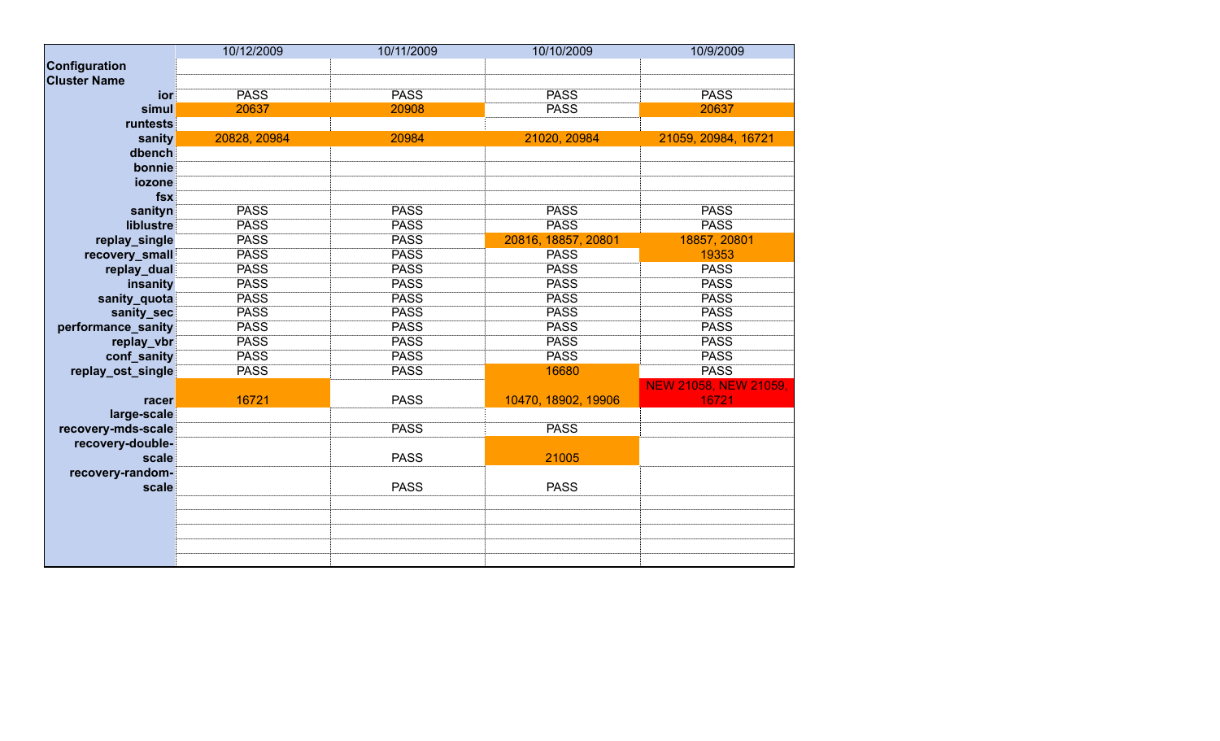| | 10/12/2009 | 10/11/2009 | 10/10/2009 | 10/9/2009 |
|---|---|---|---|---|
| **Configuration** | | | | |
| **Cluster Name** | | | | |
| **ior** | PASS | PASS | PASS | PASS |
| **simul** | 20637 | 20908 | PASS | 20637 |
| **runtests** | | | | |
| **sanity** | 20828, 20984 | 20984 | 21020, 20984 | 21059, 20984, 16721 |
| **dbench** | | | | |
| **bonnie** | | | | |
| **iozone** | | | | |
| **fsx** | | | | |
| **sanityn** | PASS | PASS | PASS | PASS |
| **liblustre** | PASS | PASS | PASS | PASS |
| **replay_single** | PASS | PASS | 20816, 18857, 20801 | 18857, 20801 |
| **recovery_small** | PASS | PASS | PASS | 19353 |
| **replay_dual** | PASS | PASS | PASS | PASS |
| **insanity** | PASS | PASS | PASS | PASS |
| **sanity_quota** | PASS | PASS | PASS | PASS |
| **sanity_sec** | PASS | PASS | PASS | PASS |
| **performance_sanity** | PASS | PASS | PASS | PASS |
| **replay_vbr** | PASS | PASS | PASS | PASS |
| **conf_sanity** | PASS | PASS | PASS | PASS |
| **replay_ost_single** | PASS | PASS | 16680 | PASS |
| **racer** | 16721 | PASS | 10470, 18902, 19906 | NEW 21058, NEW 21059, 16721 |
| **large-scale** | | | | |
| **recovery-mds-scale** | | PASS | PASS | |
| **recovery-double-scale** | | PASS | 21005 | |
| **recovery-random-scale** | | PASS | PASS | |
| | | | | |
| | | | | |
| | | | | |
| | | | | |
| | | | | |